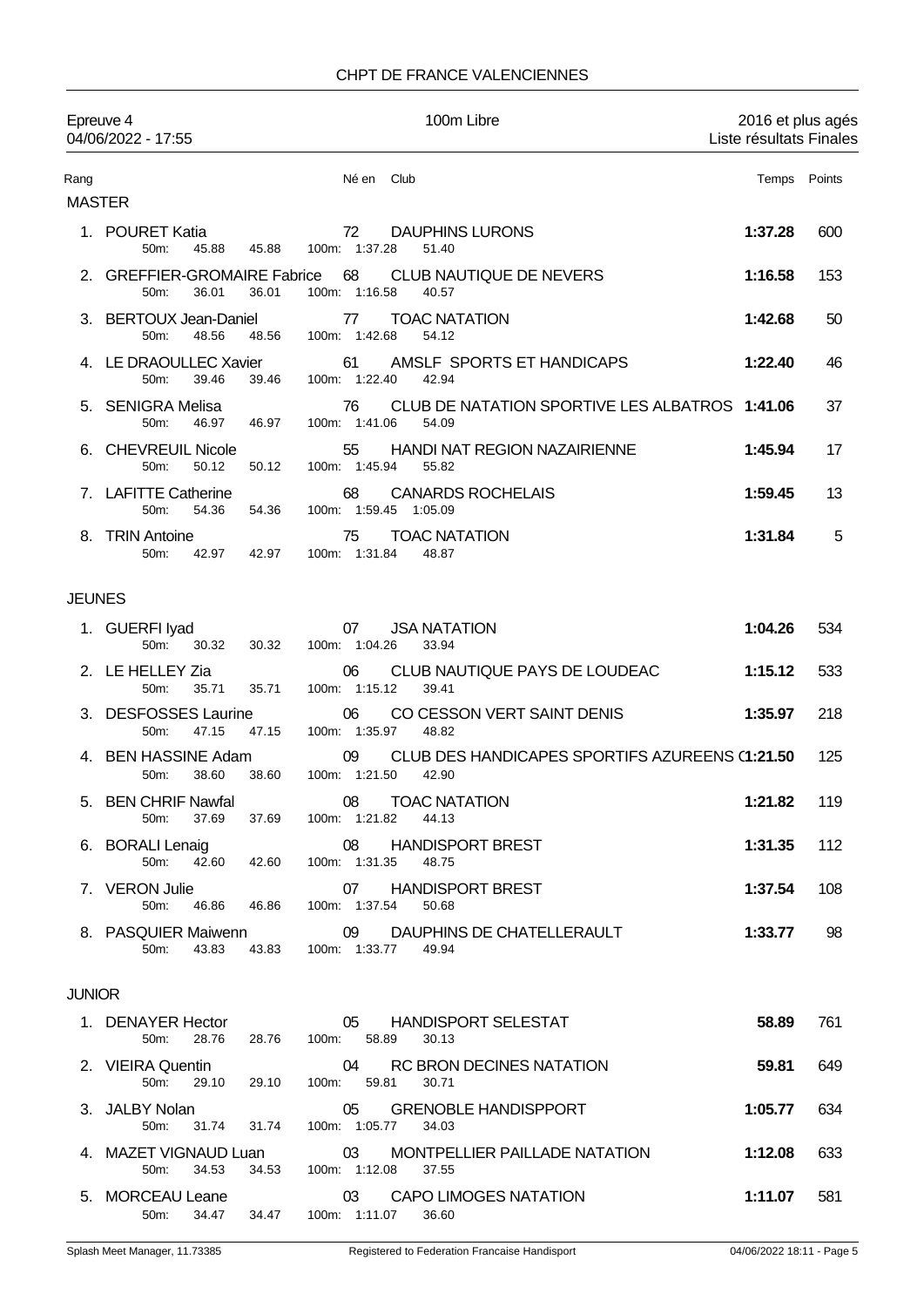CHPT DE FRANCE VALENCIENNES

Epreuve 4 — 100m Libre — 2016 et plus agés

04/06/2022 - 17:55 — Liste résultats Finales

## MASTER

| Rang | Nom | Né en | Club | Temps | Points |
|---|---|---|---|---|---|
| 1. | POURET Katia | 72 | DAUPHINS LURONS | **1:37.28** | 600 |
| | 50m: 45.88 45.88 100m: 1:37.28 51.40 | | | | |
| 2. | GREFFIER-GROMAIRE Fabrice | 68 | CLUB NAUTIQUE DE NEVERS | **1:16.58** | 153 |
| | 50m: 36.01 36.01 100m: 1:16.58 40.57 | | | | |
| 3. | BERTOUX Jean-Daniel | 77 | TOAC NATATION | **1:42.68** | 50 |
| | 50m: 48.56 48.56 100m: 1:42.68 54.12 | | | | |
| 4. | LE DRAOULLEC Xavier | 61 | AMSLF SPORTS ET HANDICAPS | **1:22.40** | 46 |
| | 50m: 39.46 39.46 100m: 1:22.40 42.94 | | | | |
| 5. | SENIGRA Melisa | 76 | CLUB DE NATATION SPORTIVE LES ALBATROS | **1:41.06** | 37 |
| | 50m: 46.97 46.97 100m: 1:41.06 54.09 | | | | |
| 6. | CHEVREUIL Nicole | 55 | HANDI NAT REGION NAZAIRIENNE | **1:45.94** | 17 |
| | 50m: 50.12 50.12 100m: 1:45.94 55.82 | | | | |
| 7. | LAFITTE Catherine | 68 | CANARDS ROCHELAIS | **1:59.45** | 13 |
| | 50m: 54.36 54.36 100m: 1:59.45 1:05.09 | | | | |
| 8. | TRIN Antoine | 75 | TOAC NATATION | **1:31.84** | 5 |
| | 50m: 42.97 42.97 100m: 1:31.84 48.87 | | | | |

## JEUNES

| Rang | Nom | Né en | Club | Temps | Points |
|---|---|---|---|---|---|
| 1. | GUERFI Iyad | 07 | JSA NATATION | **1:04.26** | 534 |
| | 50m: 30.32 30.32 100m: 1:04.26 33.94 | | | | |
| 2. | LE HELLEY Zia | 06 | CLUB NAUTIQUE PAYS DE LOUDEAC | **1:15.12** | 533 |
| | 50m: 35.71 35.71 100m: 1:15.12 39.41 | | | | |
| 3. | DESFOSSES Laurine | 06 | CO CESSON VERT SAINT DENIS | **1:35.97** | 218 |
| | 50m: 47.15 47.15 100m: 1:35.97 48.82 | | | | |
| 4. | BEN HASSINE Adam | 09 | CLUB DES HANDICAPES SPORTIFS AZUREENS ( | **1:21.50** | 125 |
| | 50m: 38.60 38.60 100m: 1:21.50 42.90 | | | | |
| 5. | BEN CHRIF Nawfal | 08 | TOAC NATATION | **1:21.82** | 119 |
| | 50m: 37.69 37.69 100m: 1:21.82 44.13 | | | | |
| 6. | BORALI Lenaig | 08 | HANDISPORT BREST | **1:31.35** | 112 |
| | 50m: 42.60 42.60 100m: 1:31.35 48.75 | | | | |
| 7. | VERON Julie | 07 | HANDISPORT BREST | **1:37.54** | 108 |
| | 50m: 46.86 46.86 100m: 1:37.54 50.68 | | | | |
| 8. | PASQUIER Maiwenn | 09 | DAUPHINS DE CHATELLERAULT | **1:33.77** | 98 |
| | 50m: 43.83 43.83 100m: 1:33.77 49.94 | | | | |

## JUNIOR

| Rang | Nom | Né en | Club | Temps | Points |
|---|---|---|---|---|---|
| 1. | DENAYER Hector | 05 | HANDISPORT SELESTAT | **58.89** | 761 |
| | 50m: 28.76 28.76 100m: 58.89 30.13 | | | | |
| 2. | VIEIRA Quentin | 04 | RC BRON DECINES NATATION | **59.81** | 649 |
| | 50m: 29.10 29.10 100m: 59.81 30.71 | | | | |
| 3. | JALBY Nolan | 05 | GRENOBLE HANDISPPORT | **1:05.77** | 634 |
| | 50m: 31.74 31.74 100m: 1:05.77 34.03 | | | | |
| 4. | MAZET VIGNAUD Luan | 03 | MONTPELLIER PAILLADE NATATION | **1:12.08** | 633 |
| | 50m: 34.53 34.53 100m: 1:12.08 37.55 | | | | |
| 5. | MORCEAU Leane | 03 | CAPO LIMOGES NATATION | **1:11.07** | 581 |
| | 50m: 34.47 34.47 100m: 1:11.07 36.60 | | | | |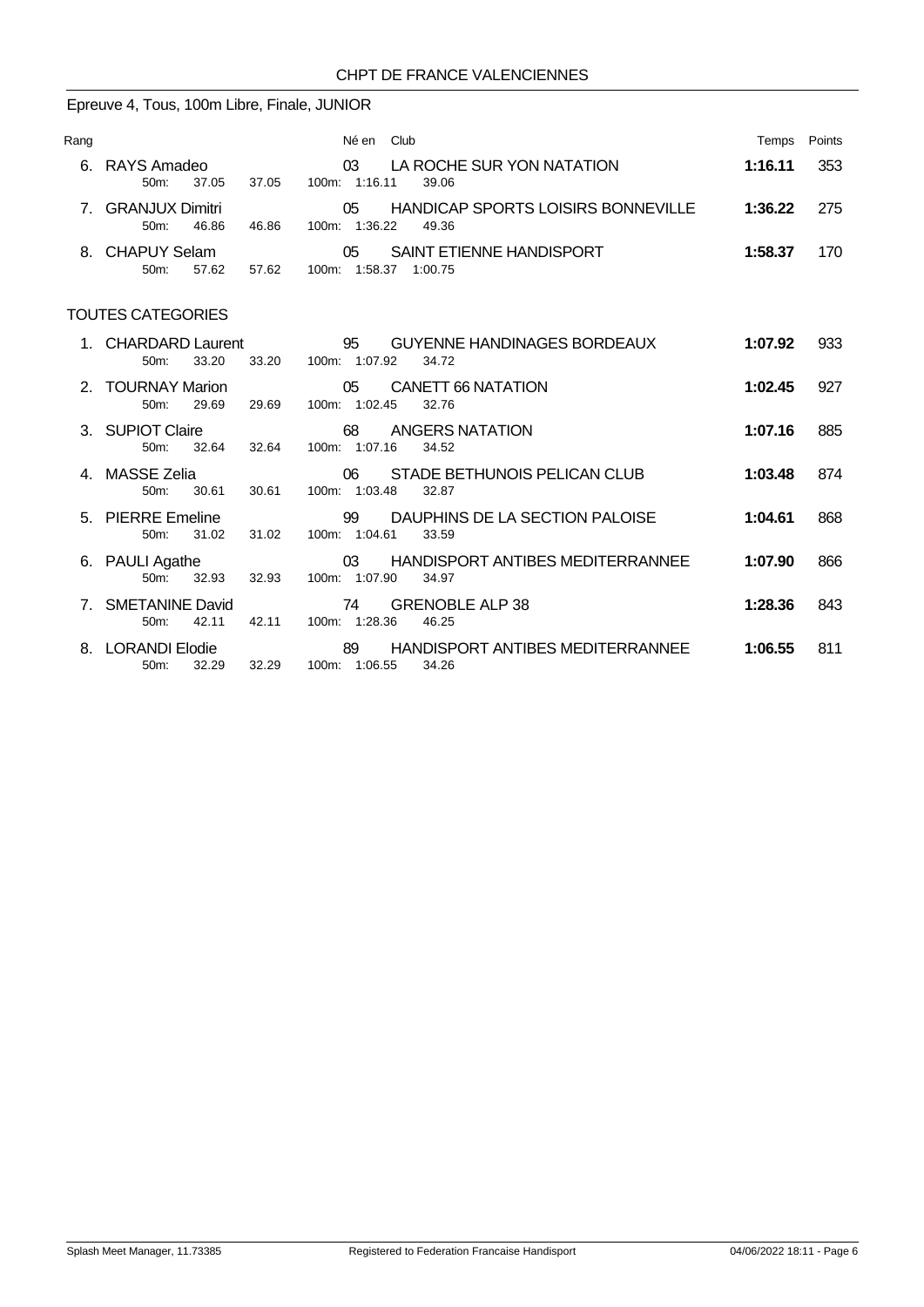CHPT DE FRANCE VALENCIENNES

## Epreuve 4, Tous, 100m Libre, Finale, JUNIOR

| Rang | | Né en | Club | Temps | Points |
|---|---|---|---|---|---|
| 6. | RAYS Amadeo | 03 | LA ROCHE SUR YON NATATION | **1:16.11** | 353 |
| | 50m: 37.05 37.05 | | 100m: 1:16.11 39.06 | | |
| 7. | GRANJUX Dimitri | 05 | HANDICAP SPORTS LOISIRS BONNEVILLE | **1:36.22** | 275 |
| | 50m: 46.86 46.86 | | 100m: 1:36.22 49.36 | | |
| 8. | CHAPUY Selam | 05 | SAINT ETIENNE HANDISPORT | **1:58.37** | 170 |
| | 50m: 57.62 57.62 | | 100m: 1:58.37 1:00.75 | | |

### TOUTES CATEGORIES

| Rang | | Né en | Club | Temps | Points |
|---|---|---|---|---|---|
| 1. | CHARDARD Laurent | 95 | GUYENNE HANDINAGES BORDEAUX | **1:07.92** | 933 |
| | 50m: 33.20 33.20 | | 100m: 1:07.92 34.72 | | |
| 2. | TOURNAY Marion | 05 | CANETT 66 NATATION | **1:02.45** | 927 |
| | 50m: 29.69 29.69 | | 100m: 1:02.45 32.76 | | |
| 3. | SUPIOT Claire | 68 | ANGERS NATATION | **1:07.16** | 885 |
| | 50m: 32.64 32.64 | | 100m: 1:07.16 34.52 | | |
| 4. | MASSE Zelia | 06 | STADE BETHUNOIS PELICAN CLUB | **1:03.48** | 874 |
| | 50m: 30.61 30.61 | | 100m: 1:03.48 32.87 | | |
| 5. | PIERRE Emeline | 99 | DAUPHINS DE LA SECTION PALOISE | **1:04.61** | 868 |
| | 50m: 31.02 31.02 | | 100m: 1:04.61 33.59 | | |
| 6. | PAULI Agathe | 03 | HANDISPORT ANTIBES MEDITERRANNEE | **1:07.90** | 866 |
| | 50m: 32.93 32.93 | | 100m: 1:07.90 34.97 | | |
| 7. | SMETANINE David | 74 | GRENOBLE ALP 38 | **1:28.36** | 843 |
| | 50m: 42.11 42.11 | | 100m: 1:28.36 46.25 | | |
| 8. | LORANDI Elodie | 89 | HANDISPORT ANTIBES MEDITERRANNEE | **1:06.55** | 811 |
| | 50m: 32.29 32.29 | | 100m: 1:06.55 34.26 | | |

Splash Meet Manager, 11.73385 — Registered to Federation Francaise Handisport — 04/06/2022 18:11